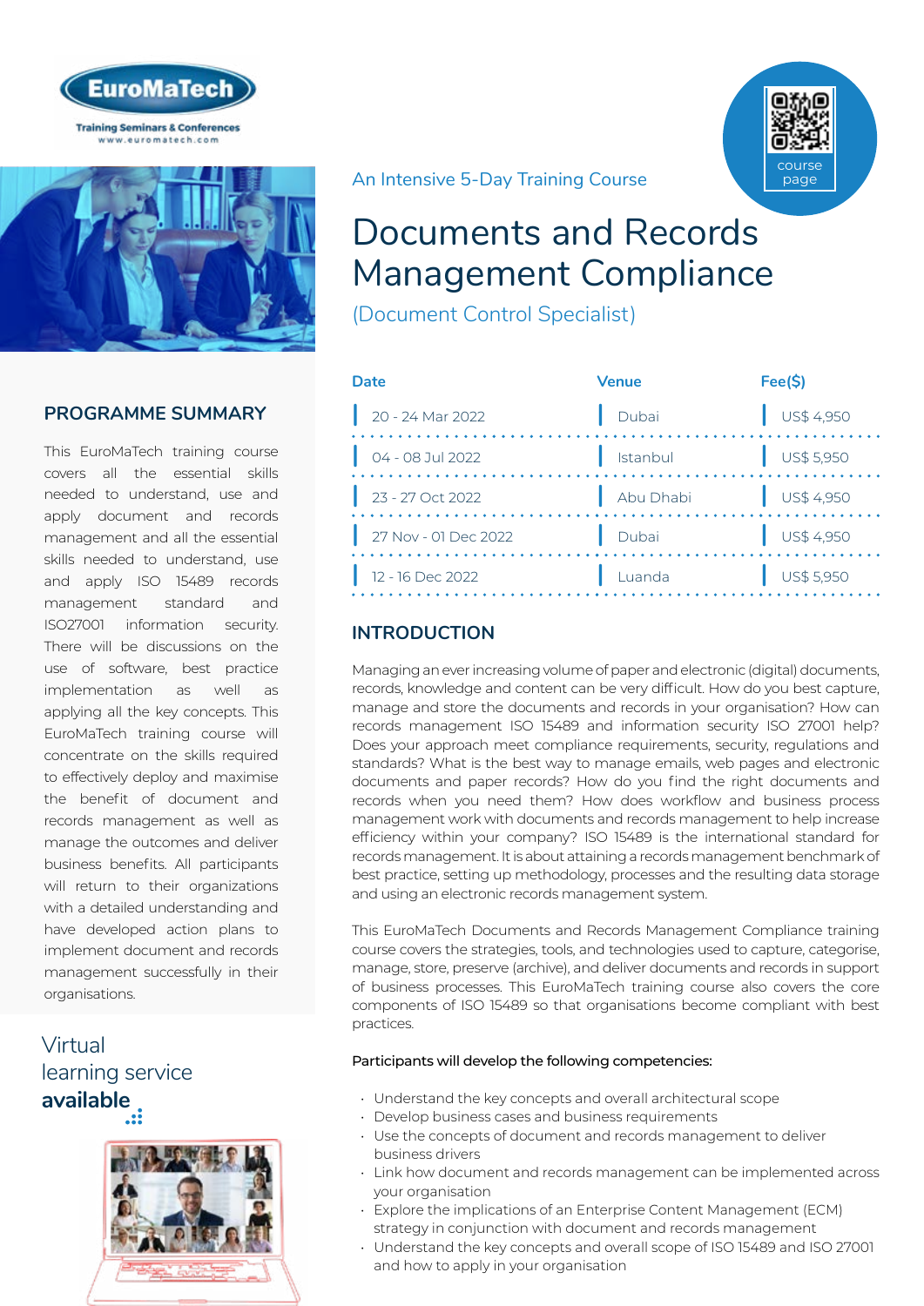An Intensive 5-Day Training Course

# Documents and Records Management Compliance

(Document Control Specialist)

| Date | Venue | Fee($) |
|---|---|---|
| 20 - 24 Mar 2022 | Dubai | US$ 4,950 |
| 04 - 08 Jul 2022 | Istanbul | US$ 5,950 |
| 23 - 27 Oct 2022 | Abu Dhabi | US$ 4,950 |
| 27 Nov - 01 Dec 2022 | Dubai | US$ 4,950 |
| 12 - 16 Dec 2022 | Luanda | US$ 5,950 |

## PROGRAMME SUMMARY

This EuroMaTech training course covers all the essential skills needed to understand, use and apply document and records management and all the essential skills needed to understand, use and apply ISO 15489 records management standard and ISO27001 information security. There will be discussions on the use of software, best practice implementation as well as applying all the key concepts. This EuroMaTech training course will concentrate on the skills required to effectively deploy and maximise the benefit of document and records management as well as manage the outcomes and deliver business benefits. All participants will return to their organizations with a detailed understanding and have developed action plans to implement document and records management successfully in their organisations.

Virtual learning service **available**

## INTRODUCTION

Managing an ever increasing volume of paper and electronic (digital) documents, records, knowledge and content can be very difficult. How do you best capture, manage and store the documents and records in your organisation? How can records management ISO 15489 and information security ISO 27001 help? Does your approach meet compliance requirements, security, regulations and standards? What is the best way to manage emails, web pages and electronic documents and paper records? How do you find the right documents and records when you need them? How does workflow and business process management work with documents and records management to help increase efficiency within your company? ISO 15489 is the international standard for records management. It is about attaining a records management benchmark of best practice, setting up methodology, processes and the resulting data storage and using an electronic records management system.

This EuroMaTech Documents and Records Management Compliance training course covers the strategies, tools, and technologies used to capture, categorise, manage, store, preserve (archive), and deliver documents and records in support of business processes. This EuroMaTech training course also covers the core components of ISO 15489 so that organisations become compliant with best practices.

**Participants will develop the following competencies:**

- Understand the key concepts and overall architectural scope
- Develop business cases and business requirements
- Use the concepts of document and records management to deliver business drivers
- Link how document and records management can be implemented across your organisation
- Explore the implications of an Enterprise Content Management (ECM) strategy in conjunction with document and records management
- Understand the key concepts and overall scope of ISO 15489 and ISO 27001 and how to apply in your organisation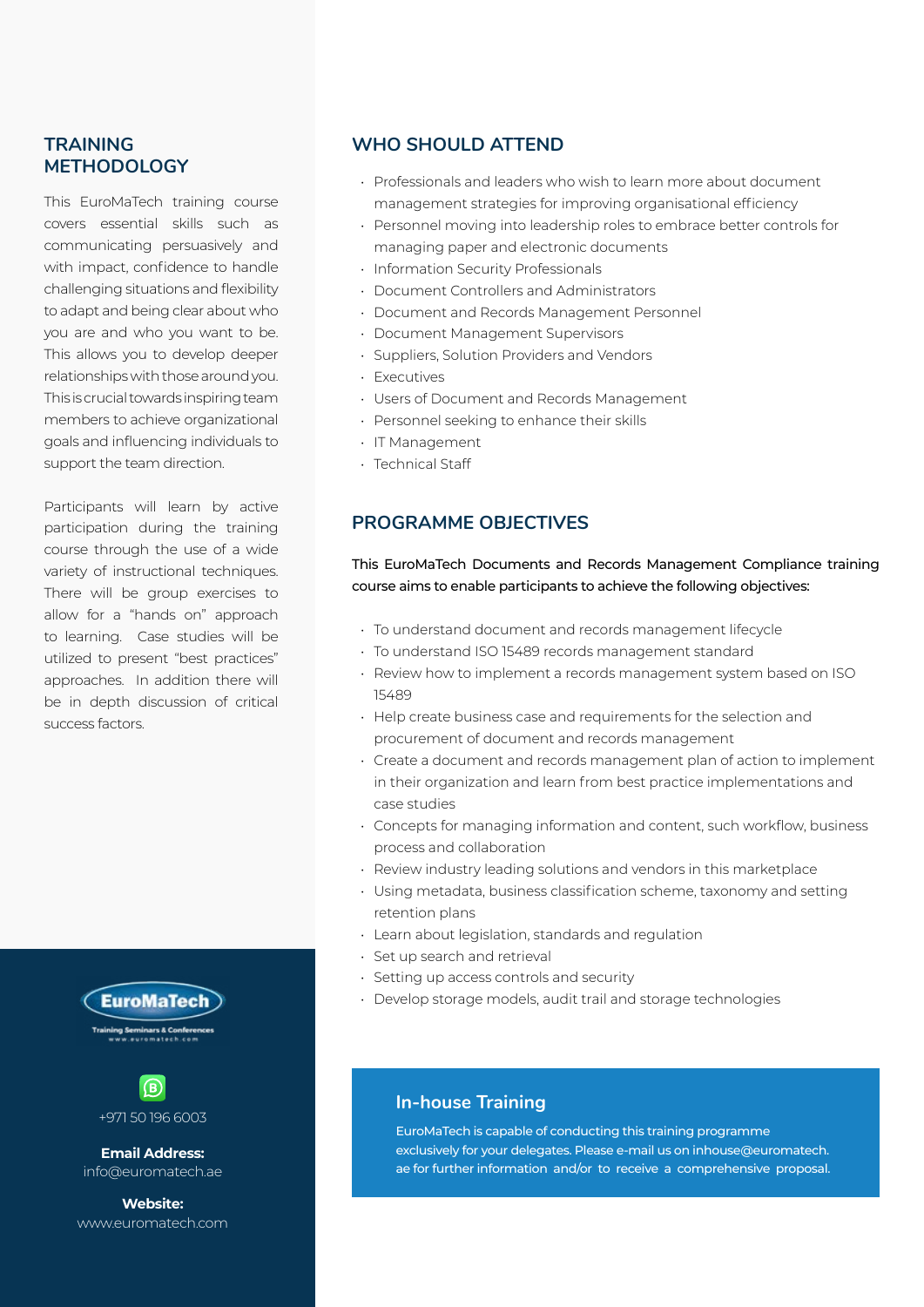## TRAINING METHODOLOGY

This EuroMaTech training course covers essential skills such as communicating persuasively and with impact, confidence to handle challenging situations and flexibility to adapt and being clear about who you are and who you want to be. This allows you to develop deeper relationships with those around you. This is crucial towards inspiring team members to achieve organizational goals and influencing individuals to support the team direction.

Participants will learn by active participation during the training course through the use of a wide variety of instructional techniques. There will be group exercises to allow for a "hands on" approach to learning. Case studies will be utilized to present "best practices" approaches. In addition there will be in depth discussion of critical success factors.

EuroMaTech
Training Seminars & Conferences
www.euromatech.com

+971 50 196 6003

**Email Address:**
info@euromatech.ae

**Website:**
www.euromatech.com

## WHO SHOULD ATTEND

- Professionals and leaders who wish to learn more about document management strategies for improving organisational efficiency
- Personnel moving into leadership roles to embrace better controls for managing paper and electronic documents
- Information Security Professionals
- Document Controllers and Administrators
- Document and Records Management Personnel
- Document Management Supervisors
- Suppliers, Solution Providers and Vendors
- Executives
- Users of Document and Records Management
- Personnel seeking to enhance their skills
- IT Management
- Technical Staff

## PROGRAMME OBJECTIVES

This EuroMaTech Documents and Records Management Compliance training course aims to enable participants to achieve the following objectives:

- To understand document and records management lifecycle
- To understand ISO 15489 records management standard
- Review how to implement a records management system based on ISO 15489
- Help create business case and requirements for the selection and procurement of document and records management
- Create a document and records management plan of action to implement in their organization and learn from best practice implementations and case studies
- Concepts for managing information and content, such workflow, business process and collaboration
- Review industry leading solutions and vendors in this marketplace
- Using metadata, business classification scheme, taxonomy and setting retention plans
- Learn about legislation, standards and regulation
- Set up search and retrieval
- Setting up access controls and security
- Develop storage models, audit trail and storage technologies

### In-house Training

EuroMaTech is capable of conducting this training programme exclusively for your delegates. Please e-mail us on inhouse@euromatech.ae for further information and/or to receive a comprehensive proposal.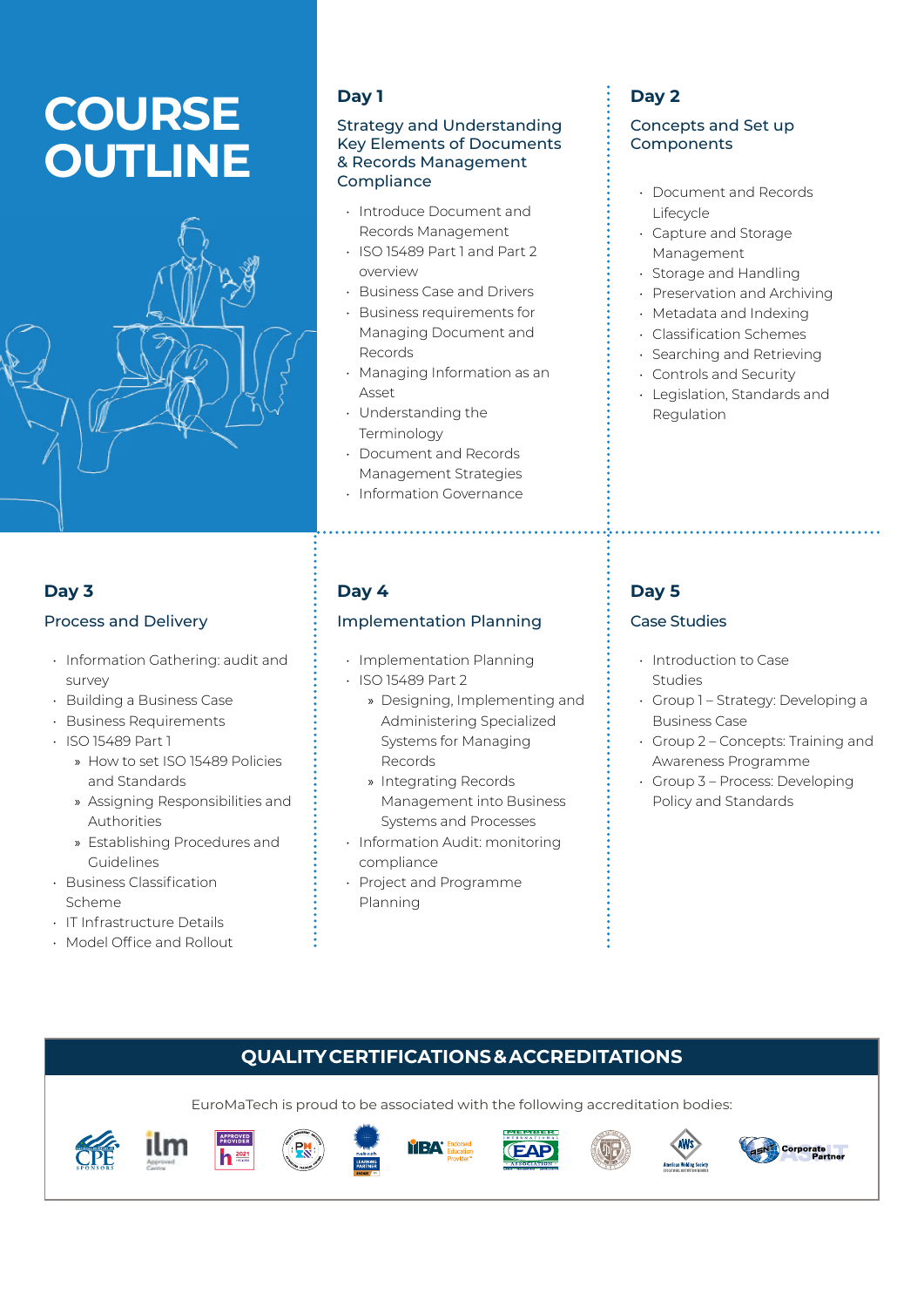# COURSE OUTLINE

## Day 1

### Strategy and Understanding Key Elements of Documents & Records Management Compliance

- Introduce Document and Records Management
- ISO 15489 Part 1 and Part 2 overview
- Business Case and Drivers
- Business requirements for Managing Document and Records
- Managing Information as an Asset
- Understanding the Terminology
- Document and Records Management Strategies
- Information Governance

## Day 2

### Concepts and Set up Components

- Document and Records Lifecycle
- Capture and Storage Management
- Storage and Handling
- Preservation and Archiving
- Metadata and Indexing
- Classification Schemes
- Searching and Retrieving
- Controls and Security
- Legislation, Standards and Regulation

## Day 3

### Process and Delivery

- Information Gathering: audit and survey
- Building a Business Case
- Business Requirements
- ISO 15489 Part 1
  - How to set ISO 15489 Policies and Standards
  - Assigning Responsibilities and Authorities
  - Establishing Procedures and Guidelines
- Business Classification Scheme
- IT Infrastructure Details
- Model Office and Rollout

## Day 4

### Implementation Planning

- Implementation Planning
- ISO 15489 Part 2
  - Designing, Implementing and Administering Specialized Systems for Managing Records
  - Integrating Records Management into Business Systems and Processes
- Information Audit: monitoring compliance
- Project and Programme Planning

## Day 5

### Case Studies

- Introduction to Case Studies
- Group 1 – Strategy: Developing a Business Case
- Group 2 – Concepts: Training and Awareness Programme
- Group 3 – Process: Developing Policy and Standards

## QUALITY CERTIFICATIONS & ACCREDITATIONS

EuroMaTech is proud to be associated with the following accreditation bodies: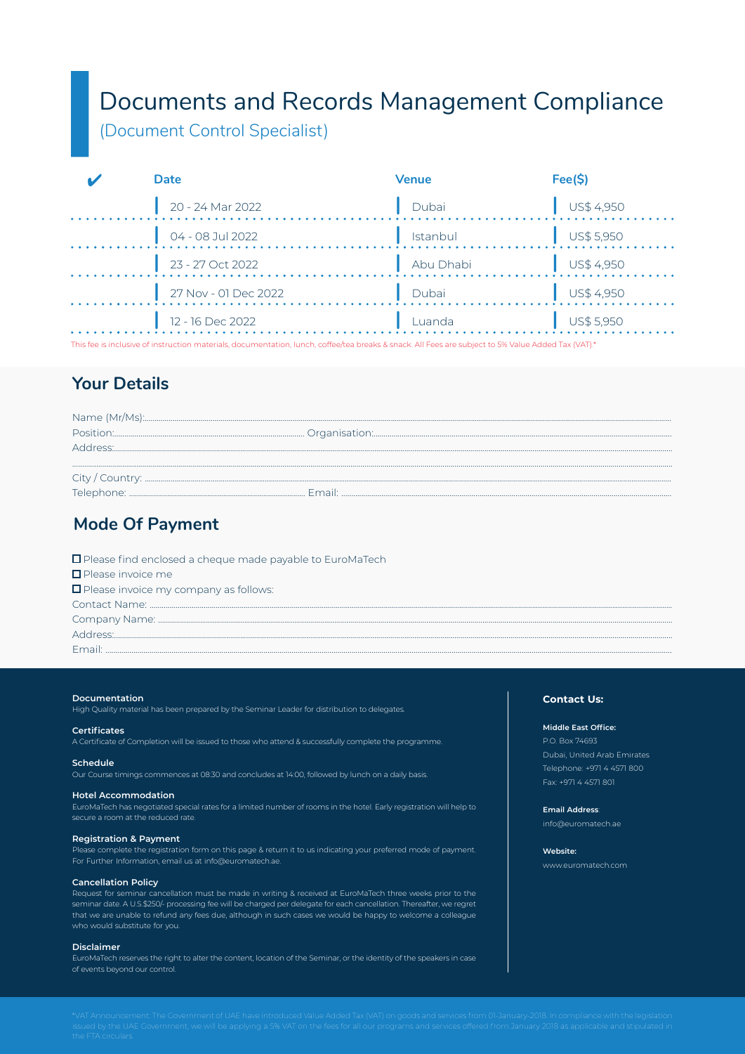# Documents and Records Management Compliance

## (Document Control Specialist)

| ✔ | Date | Venue | Fee($) |
|---|---|---|---|
| | 20 - 24 Mar 2022 | Dubai | US$ 4,950 |
| | 04 - 08 Jul 2022 | Istanbul | US$ 5,950 |
| | 23 - 27 Oct 2022 | Abu Dhabi | US$ 4,950 |
| | 27 Nov - 01 Dec 2022 | Dubai | US$ 4,950 |
| | 12 - 16 Dec 2022 | Luanda | US$ 5,950 |

This fee is inclusive of instruction materials, documentation, lunch, coffee/tea breaks & snack. All Fees are subject to 5% Value Added Tax (VAT).*

## Your Details

Name (Mr/Ms):..............................................................................................

Position:.............................................. Organisation:..............................................

Address:..............................................................................................

..............................................................................................

City / Country: ..............................................................................................

Telephone: .............................................. Email: ..............................................

## Mode Of Payment

☐ Please find enclosed a cheque made payable to EuroMaTech

☐ Please invoice me

☐ Please invoice my company as follows:

Contact Name: ..............................................................................................

Company Name: ..............................................................................................

Address:..............................................................................................

Email: ..............................................................................................

**Documentation**
High Quality material has been prepared by the Seminar Leader for distribution to delegates.

**Certificates**
A Certificate of Completion will be issued to those who attend & successfully complete the programme.

**Schedule**
Our Course timings commences at 08:30 and concludes at 14:00, followed by lunch on a daily basis.

**Hotel Accommodation**
EuroMaTech has negotiated special rates for a limited number of rooms in the hotel. Early registration will help to secure a room at the reduced rate.

**Registration & Payment**
Please complete the registration form on this page & return it to us indicating your preferred mode of payment. For Further Information, email us at info@euromatech.ae.

**Cancellation Policy**
Request for seminar cancellation must be made in writing & received at EuroMaTech three weeks prior to the seminar date. A U.S.$250/- processing fee will be charged per delegate for each cancellation. Thereafter, we regret that we are unable to refund any fees due, although in such cases we would be happy to welcome a colleague who would substitute for you.

**Disclaimer**
EuroMaTech reserves the right to alter the content, location of the Seminar, or the identity of the speakers in case of events beyond our control.

**Contact Us:**

**Middle East Office:**
P.O. Box 74693
Dubai, United Arab Emirates
Telephone: +971 4 4571 800
Fax: +971 4 4571 801

**Email Address:**
info@euromatech.ae

**Website:**
www.euromatech.com

*VAT Announcement: The Government of UAE have introduced Value Added Tax (VAT) on goods and services from 01-January-2018. In compliance with the legislation issued by the UAE Government, we will be applying a 5% VAT on the fees for all our programs and services offered from January 2018 as applicable and stipulated in the FTA circulars.